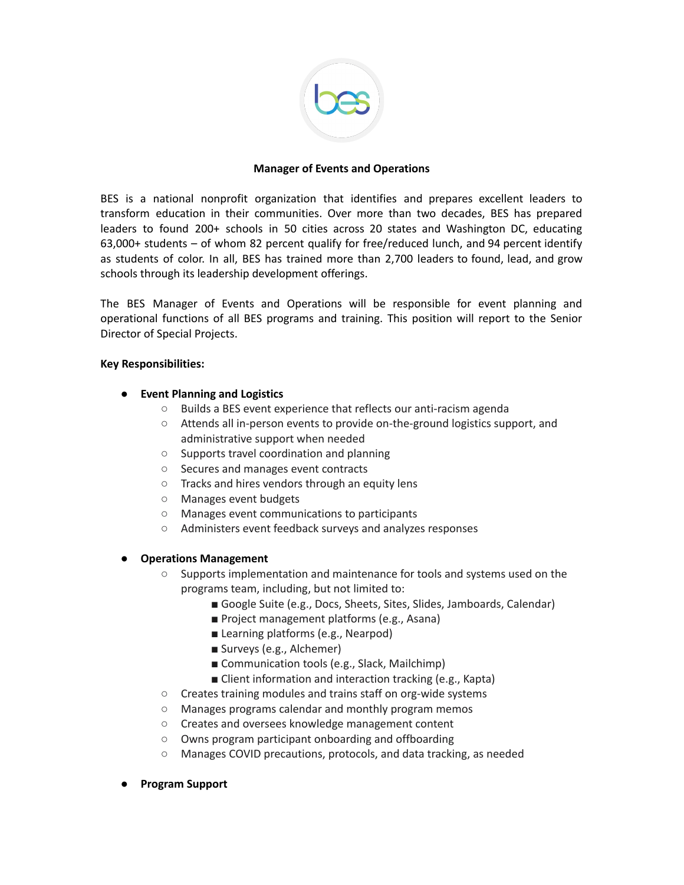# Manager of Events and Operations

BES is a national nonprofit organization that identifies and prepares excellent leaders to transform education in their communities. Over more than two decades, BES has prepared leaders to found 200+ schools in 50 cities across 20 states and Washington DC, educating 63,000+ students – of whom 82 percent qualify for free/reduced lunch, and 94 percent identify as students of color. In all, BES has trained more than 2,700 leaders to found, lead, and grow schools through its leadership development offerings.

The BES Manager of Events and Operations will be responsible for event planning and operational functions of all BES programs and training. This position will report to the Senior Director of Special Projects.

**Key Responsibilities:**

- **Event Planning and Logistics**
  - Builds a BES event experience that reflects our anti-racism agenda
  - Attends all in-person events to provide on-the-ground logistics support, and administrative support when needed
  - Supports travel coordination and planning
  - Secures and manages event contracts
  - Tracks and hires vendors through an equity lens
  - Manages event budgets
  - Manages event communications to participants
  - Administers event feedback surveys and analyzes responses

- **Operations Management**
  - Supports implementation and maintenance for tools and systems used on the programs team, including, but not limited to:
    - Google Suite (e.g., Docs, Sheets, Sites, Slides, Jamboards, Calendar)
    - Project management platforms (e.g., Asana)
    - Learning platforms (e.g., Nearpod)
    - Surveys (e.g., Alchemer)
    - Communication tools (e.g., Slack, Mailchimp)
    - Client information and interaction tracking (e.g., Kapta)
  - Creates training modules and trains staff on org-wide systems
  - Manages programs calendar and monthly program memos
  - Creates and oversees knowledge management content
  - Owns program participant onboarding and offboarding
  - Manages COVID precautions, protocols, and data tracking, as needed

- **Program Support**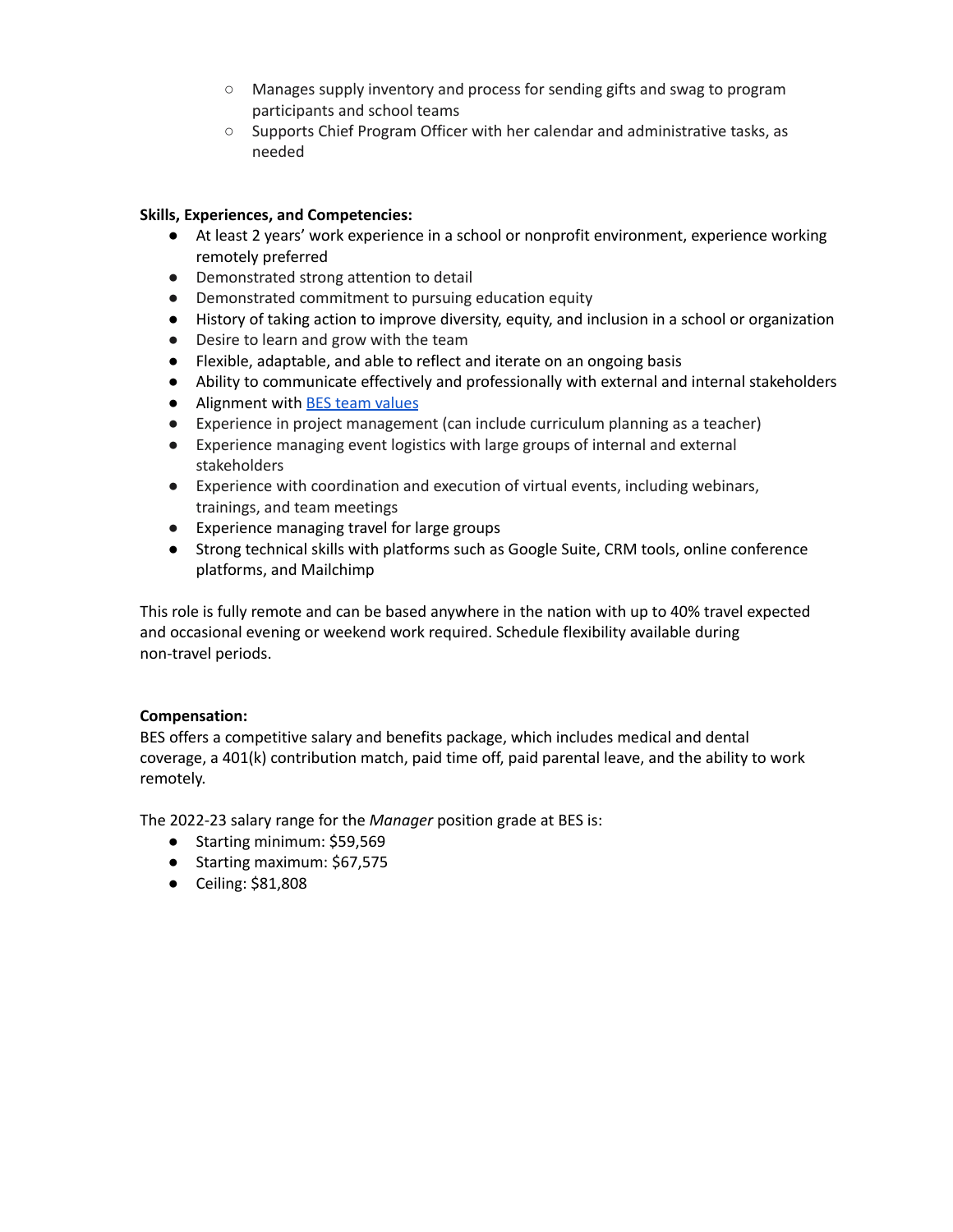- Manages supply inventory and process for sending gifts and swag to program participants and school teams
  - Supports Chief Program Officer with her calendar and administrative tasks, as needed

**Skills, Experiences, and Competencies:**

- At least 2 years' work experience in a school or nonprofit environment, experience working remotely preferred
- Demonstrated strong attention to detail
- Demonstrated commitment to pursuing education equity
- History of taking action to improve diversity, equity, and inclusion in a school or organization
- Desire to learn and grow with the team
- Flexible, adaptable, and able to reflect and iterate on an ongoing basis
- Ability to communicate effectively and professionally with external and internal stakeholders
- Alignment with BES team values
- Experience in project management (can include curriculum planning as a teacher)
- Experience managing event logistics with large groups of internal and external stakeholders
- Experience with coordination and execution of virtual events, including webinars, trainings, and team meetings
- Experience managing travel for large groups
- Strong technical skills with platforms such as Google Suite, CRM tools, online conference platforms, and Mailchimp

This role is fully remote and can be based anywhere in the nation with up to 40% travel expected and occasional evening or weekend work required. Schedule flexibility available during non-travel periods.

**Compensation:**

BES offers a competitive salary and benefits package, which includes medical and dental coverage, a 401(k) contribution match, paid time off, paid parental leave, and the ability to work remotely.

The 2022-23 salary range for the *Manager* position grade at BES is:

- Starting minimum: $59,569
- Starting maximum: $67,575
- Ceiling: $81,808